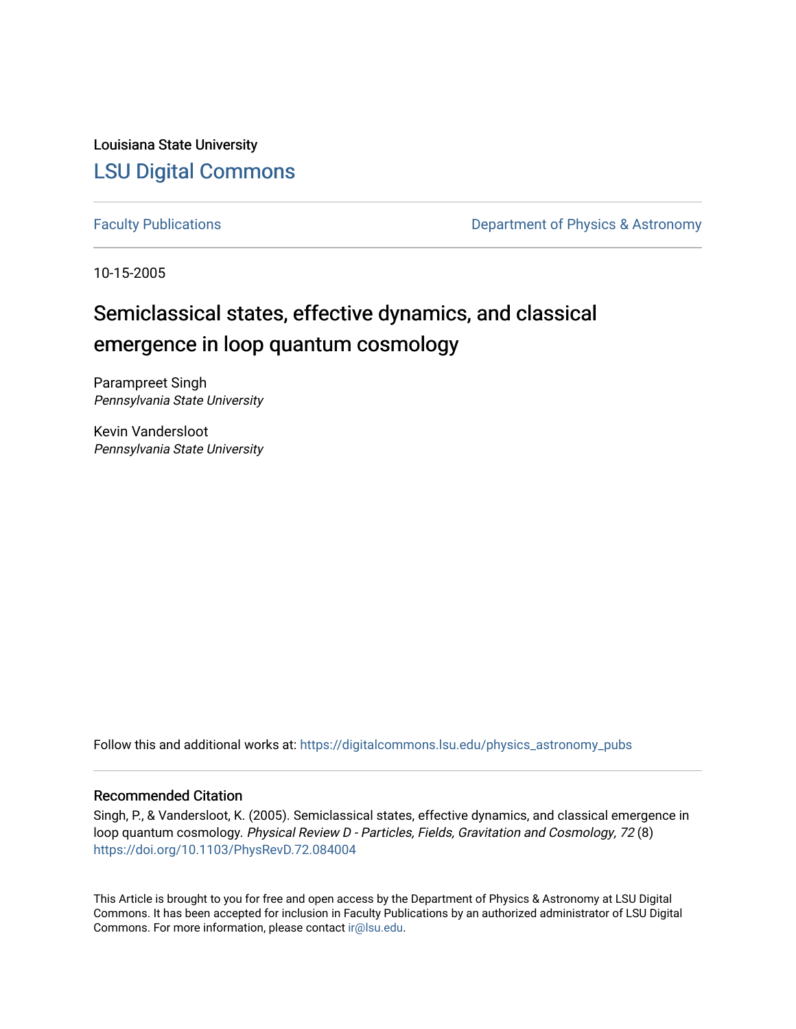Louisiana State University

# LSU Digital Commons

Faculty Publications | Department of Physics & Astronomy

10-15-2005

# Semiclassical states, effective dynamics, and classical emergence in loop quantum cosmology

Parampreet Singh
*Pennsylvania State University*

Kevin Vandersloot
*Pennsylvania State University*

Follow this and additional works at: https://digitalcommons.lsu.edu/physics_astronomy_pubs

## Recommended Citation

Singh, P., & Vandersloot, K. (2005). Semiclassical states, effective dynamics, and classical emergence in loop quantum cosmology. *Physical Review D - Particles, Fields, Gravitation and Cosmology, 72* (8) https://doi.org/10.1103/PhysRevD.72.084004

This Article is brought to you for free and open access by the Department of Physics & Astronomy at LSU Digital Commons. It has been accepted for inclusion in Faculty Publications by an authorized administrator of LSU Digital Commons. For more information, please contact ir@lsu.edu.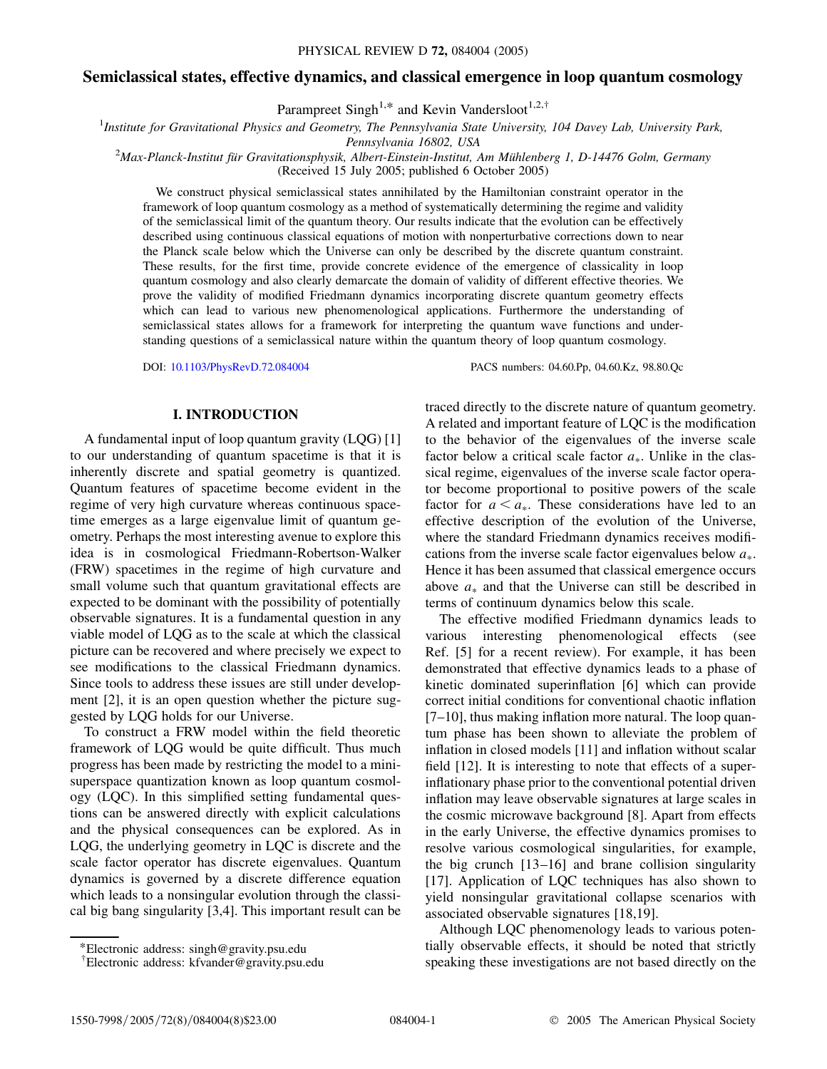# Semiclassical states, effective dynamics, and classical emergence in loop quantum cosmology

Parampreet Singh[1,*] and Kevin Vandersloot[1,2,†]

[1]*Institute for Gravitational Physics and Geometry, The Pennsylvania State University, 104 Davey Lab, University Park, Pennsylvania 16802, USA*

[2]*Max-Planck-Institut für Gravitationsphysik, Albert-Einstein-Institut, Am Mühlenberg 1, D-14476 Golm, Germany*

(Received 15 July 2005; published 6 October 2005)

We construct physical semiclassical states annihilated by the Hamiltonian constraint operator in the framework of loop quantum cosmology as a method of systematically determining the regime and validity of the semiclassical limit of the quantum theory. Our results indicate that the evolution can be effectively described using continuous classical equations of motion with nonperturbative corrections down to near the Planck scale below which the Universe can only be described by the discrete quantum constraint. These results, for the first time, provide concrete evidence of the emergence of classicality in loop quantum cosmology and also clearly demarcate the domain of validity of different effective theories. We prove the validity of modified Friedmann dynamics incorporating discrete quantum geometry effects which can lead to various new phenomenological applications. Furthermore the understanding of semiclassical states allows for a framework for interpreting the quantum wave functions and understanding questions of a semiclassical nature within the quantum theory of loop quantum cosmology.

DOI: 10.1103/PhysRevD.72.084004 PACS numbers: 04.60.Pp, 04.60.Kz, 98.80.Qc

## I. INTRODUCTION

A fundamental input of loop quantum gravity (LQG) [1] to our understanding of quantum spacetime is that it is inherently discrete and spatial geometry is quantized. Quantum features of spacetime become evident in the regime of very high curvature whereas continuous spacetime emerges as a large eigenvalue limit of quantum geometry. Perhaps the most interesting avenue to explore this idea is in cosmological Friedmann-Robertson-Walker (FRW) spacetimes in the regime of high curvature and small volume such that quantum gravitational effects are expected to be dominant with the possibility of potentially observable signatures. It is a fundamental question in any viable model of LQG as to the scale at which the classical picture can be recovered and where precisely we expect to see modifications to the classical Friedmann dynamics. Since tools to address these issues are still under development [2], it is an open question whether the picture suggested by LQG holds for our Universe.

To construct a FRW model within the field theoretic framework of LQG would be quite difficult. Thus much progress has been made by restricting the model to a minisuperspace quantization known as loop quantum cosmology (LQC). In this simplified setting fundamental questions can be answered directly with explicit calculations and the physical consequences can be explored. As in LQG, the underlying geometry in LQC is discrete and the scale factor operator has discrete eigenvalues. Quantum dynamics is governed by a discrete difference equation which leads to a nonsingular evolution through the classical big bang singularity [3,4]. This important result can be traced directly to the discrete nature of quantum geometry. A related and important feature of LQC is the modification to the behavior of the eigenvalues of the inverse scale factor below a critical scale factor $a_*$. Unlike in the classical regime, eigenvalues of the inverse scale factor operator become proportional to positive powers of the scale factor for $a < a_*$. These considerations have led to an effective description of the evolution of the Universe, where the standard Friedmann dynamics receives modifications from the inverse scale factor eigenvalues below $a_*$. Hence it has been assumed that classical emergence occurs above $a_*$ and that the Universe can still be described in terms of continuum dynamics below this scale.

The effective modified Friedmann dynamics leads to various interesting phenomenological effects (see Ref. [5] for a recent review). For example, it has been demonstrated that effective dynamics leads to a phase of kinetic dominated superinflation [6] which can provide correct initial conditions for conventional chaotic inflation [7–10], thus making inflation more natural. The loop quantum phase has been shown to alleviate the problem of inflation in closed models [11] and inflation without scalar field [12]. It is interesting to note that effects of a superinflationary phase prior to the conventional potential driven inflation may leave observable signatures at large scales in the cosmic microwave background [8]. Apart from effects in the early Universe, the effective dynamics promises to resolve various cosmological singularities, for example, the big crunch [13–16] and brane collision singularity [17]. Application of LQC techniques has also shown to yield nonsingular gravitational collapse scenarios with associated observable signatures [18,19].

Although LQC phenomenology leads to various potentially observable effects, it should be noted that strictly speaking these investigations are not based directly on the

*Electronic address: singh@gravity.psu.edu

†Electronic address: kfvander@gravity.psu.edu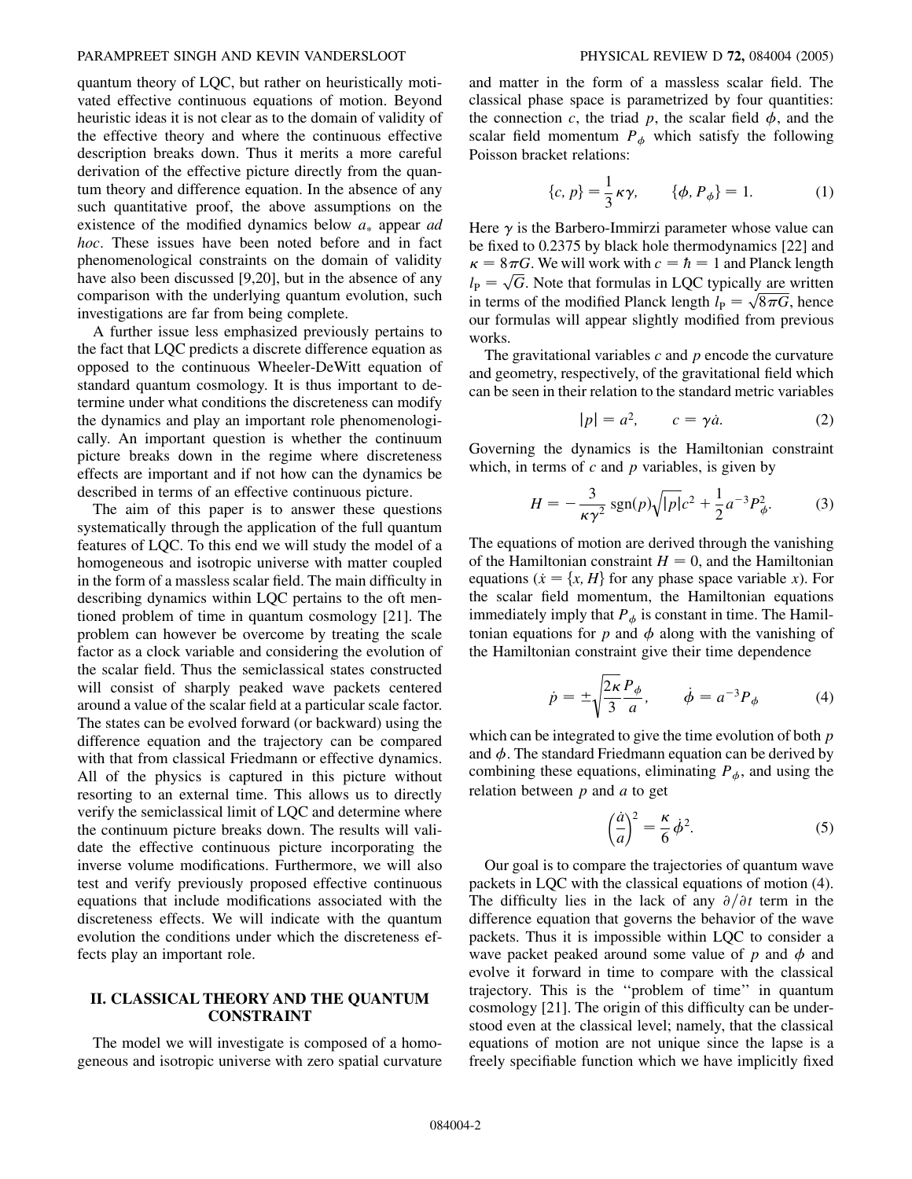quantum theory of LQC, but rather on heuristically motivated effective continuous equations of motion. Beyond heuristic ideas it is not clear as to the domain of validity of the effective theory and where the continuous effective description breaks down. Thus it merits a more careful derivation of the effective picture directly from the quantum theory and difference equation. In the absence of any such quantitative proof, the above assumptions on the existence of the modified dynamics below $a_*$ appear *ad hoc*. These issues have been noted before and in fact phenomenological constraints on the domain of validity have also been discussed [9,20], but in the absence of any comparison with the underlying quantum evolution, such investigations are far from being complete.

A further issue less emphasized previously pertains to the fact that LQC predicts a discrete difference equation as opposed to the continuous Wheeler-DeWitt equation of standard quantum cosmology. It is thus important to determine under what conditions the discreteness can modify the dynamics and play an important role phenomenologically. An important question is whether the continuum picture breaks down in the regime where discreteness effects are important and if not how can the dynamics be described in terms of an effective continuous picture.

The aim of this paper is to answer these questions systematically through the application of the full quantum features of LQC. To this end we will study the model of a homogeneous and isotropic universe with matter coupled in the form of a massless scalar field. The main difficulty in describing dynamics within LQC pertains to the oft mentioned problem of time in quantum cosmology [21]. The problem can however be overcome by treating the scale factor as a clock variable and considering the evolution of the scalar field. Thus the semiclassical states constructed will consist of sharply peaked wave packets centered around a value of the scalar field at a particular scale factor. The states can be evolved forward (or backward) using the difference equation and the trajectory can be compared with that from classical Friedmann or effective dynamics. All of the physics is captured in this picture without resorting to an external time. This allows us to directly verify the semiclassical limit of LQC and determine where the continuum picture breaks down. The results will validate the effective continuous picture incorporating the inverse volume modifications. Furthermore, we will also test and verify previously proposed effective continuous equations that include modifications associated with the discreteness effects. We will indicate with the quantum evolution the conditions under which the discreteness effects play an important role.

## II. CLASSICAL THEORY AND THE QUANTUM CONSTRAINT

The model we will investigate is composed of a homogeneous and isotropic universe with zero spatial curvature and matter in the form of a massless scalar field. The classical phase space is parametrized by four quantities: the connection $c$, the triad $p$, the scalar field $\phi$, and the scalar field momentum $P_\phi$ which satisfy the following Poisson bracket relations:

$$\{c, p\} = \frac{1}{3}\kappa\gamma, \qquad \{\phi, P_\phi\} = 1. \tag{1}$$

Here $\gamma$ is the Barbero-Immirzi parameter whose value can be fixed to 0.2375 by black hole thermodynamics [22] and $\kappa = 8\pi G$. We will work with $c = \hbar = 1$ and Planck length $l_P = \sqrt{G}$. Note that formulas in LQC typically are written in terms of the modified Planck length $l_P = \sqrt{8\pi G}$, hence our formulas will appear slightly modified from previous works.

The gravitational variables $c$ and $p$ encode the curvature and geometry, respectively, of the gravitational field which can be seen in their relation to the standard metric variables

$$|p| = a^2, \qquad c = \gamma\dot{a}. \tag{2}$$

Governing the dynamics is the Hamiltonian constraint which, in terms of $c$ and $p$ variables, is given by

$$H = -\frac{3}{\kappa\gamma^2}\,\mathrm{sgn}(p)\sqrt{|p|}c^2 + \frac{1}{2}a^{-3}P_\phi^2. \tag{3}$$

The equations of motion are derived through the vanishing of the Hamiltonian constraint $H = 0$, and the Hamiltonian equations ($\dot{x} = \{x, H\}$ for any phase space variable $x$). For the scalar field momentum, the Hamiltonian equations immediately imply that $P_\phi$ is constant in time. The Hamiltonian equations for $p$ and $\phi$ along with the vanishing of the Hamiltonian constraint give their time dependence

$$\dot{p} = \pm\sqrt{\frac{2\kappa}{3}}\frac{P_\phi}{a}, \qquad \dot{\phi} = a^{-3}P_\phi \tag{4}$$

which can be integrated to give the time evolution of both $p$ and $\phi$. The standard Friedmann equation can be derived by combining these equations, eliminating $P_\phi$, and using the relation between $p$ and $a$ to get

$$\left(\frac{\dot{a}}{a}\right)^2 = \frac{\kappa}{6}\dot{\phi}^2. \tag{5}$$

Our goal is to compare the trajectories of quantum wave packets in LQC with the classical equations of motion (4). The difficulty lies in the lack of any $\partial/\partial t$ term in the difference equation that governs the behavior of the wave packets. Thus it is impossible within LQC to consider a wave packet peaked around some value of $p$ and $\phi$ and evolve it forward in time to compare with the classical trajectory. This is the "problem of time" in quantum cosmology [21]. The origin of this difficulty can be understood even at the classical level; namely, that the classical equations of motion are not unique since the lapse is a freely specifiable function which we have implicitly fixed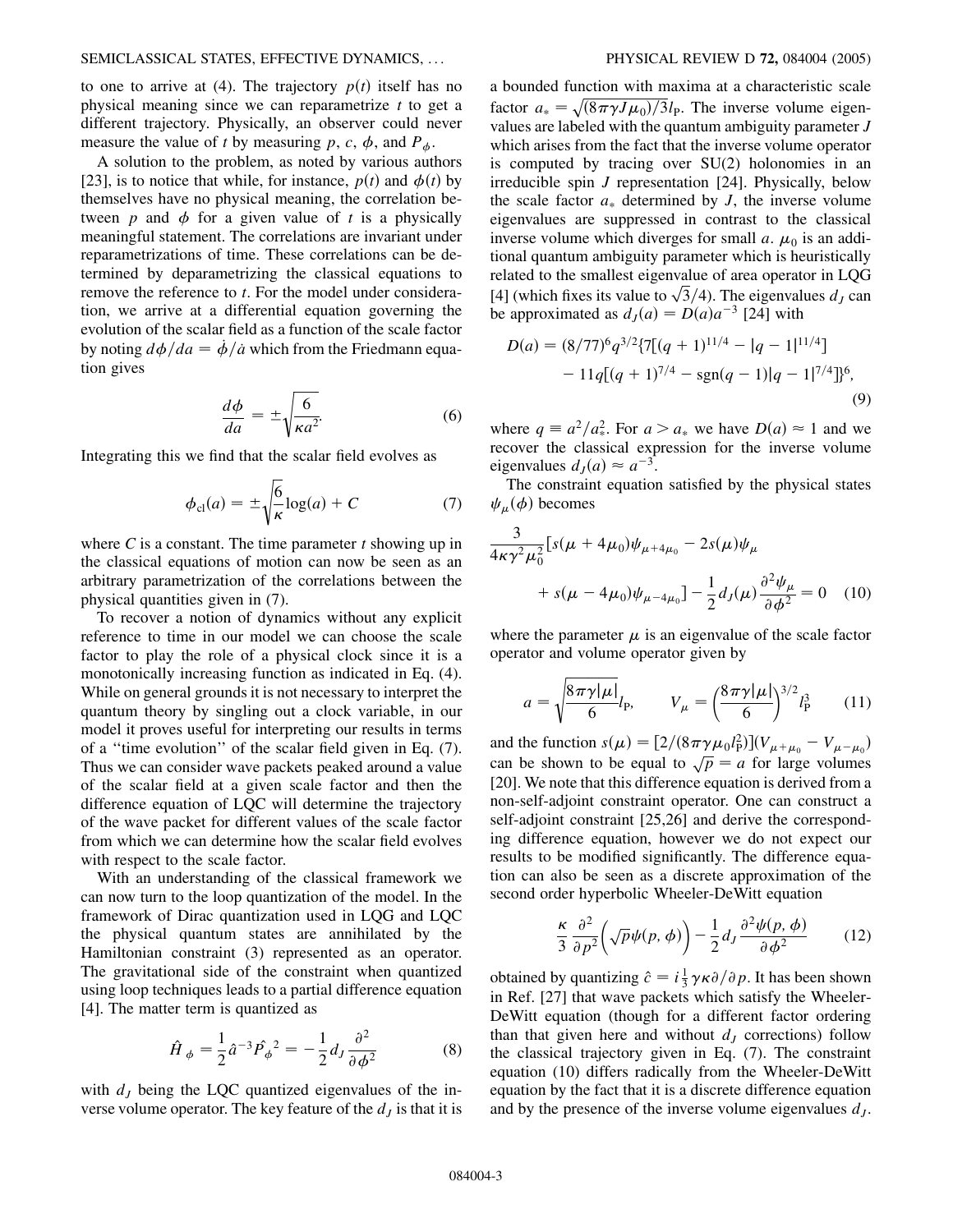to one to arrive at (4). The trajectory $p(t)$ itself has no physical meaning since we can reparametrize $t$ to get a different trajectory. Physically, an observer could never measure the value of $t$ by measuring $p$, $c$, $\phi$, and $P_\phi$.

A solution to the problem, as noted by various authors [23], is to notice that while, for instance, $p(t)$ and $\phi(t)$ by themselves have no physical meaning, the correlation between $p$ and $\phi$ for a given value of $t$ is a physically meaningful statement. The correlations are invariant under reparametrizations of time. These correlations can be determined by deparametrizing the classical equations to remove the reference to $t$. For the model under consideration, we arrive at a differential equation governing the evolution of the scalar field as a function of the scale factor by noting $d\phi/da = \dot{\phi}/\dot{a}$ which from the Friedmann equation gives

$$\frac{d\phi}{da} = \pm\sqrt{\frac{6}{\kappa a^2}}. \tag{6}$$

Integrating this we find that the scalar field evolves as

$$\phi_{\rm cl}(a) = \pm\sqrt{\frac{6}{\kappa}}\log(a) + C \tag{7}$$

where $C$ is a constant. The time parameter $t$ showing up in the classical equations of motion can now be seen as an arbitrary parametrization of the correlations between the physical quantities given in (7).

To recover a notion of dynamics without any explicit reference to time in our model we can choose the scale factor to play the role of a physical clock since it is a monotonically increasing function as indicated in Eq. (4). While on general grounds it is not necessary to interpret the quantum theory by singling out a clock variable, in our model it proves useful for interpreting our results in terms of a "time evolution" of the scalar field given in Eq. (7). Thus we can consider wave packets peaked around a value of the scalar field at a given scale factor and then the difference equation of LQC will determine the trajectory of the wave packet for different values of the scale factor from which we can determine how the scalar field evolves with respect to the scale factor.

With an understanding of the classical framework we can now turn to the loop quantization of the model. In the framework of Dirac quantization used in LQG and LQC the physical quantum states are annihilated by the Hamiltonian constraint (3) represented as an operator. The gravitational side of the constraint when quantized using loop techniques leads to a partial difference equation [4]. The matter term is quantized as

$$\hat{H}_\phi = \frac{1}{2}\hat{a}^{-3}\hat{P_\phi}^2 = -\frac{1}{2}d_J\frac{\partial^2}{\partial\phi^2} \tag{8}$$

with $d_J$ being the LQC quantized eigenvalues of the inverse volume operator. The key feature of the $d_J$ is that it is a bounded function with maxima at a characteristic scale factor $a_* = \sqrt{(8\pi\gamma J\mu_0)/3}l_{\rm P}$. The inverse volume eigenvalues are labeled with the quantum ambiguity parameter $J$ which arises from the fact that the inverse volume operator is computed by tracing over SU(2) holonomies in an irreducible spin $J$ representation [24]. Physically, below the scale factor $a_*$ determined by $J$, the inverse volume eigenvalues are suppressed in contrast to the classical inverse volume which diverges for small $a$. $\mu_0$ is an additional quantum ambiguity parameter which is heuristically related to the smallest eigenvalue of area operator in LQG [4] (which fixes its value to $\sqrt{3}/4$). The eigenvalues $d_J$ can be approximated as $d_J(a) = D(a)a^{-3}$ [24] with

$$D(a) = (8/77)^6q^{3/2}\{7[(q+1)^{11/4} - |q-1|^{11/4}] - 11q[(q+1)^{7/4} - \text{sgn}(q-1)|q-1|^{7/4}]\}^6, \tag{9}$$

where $q \equiv a^2/a_*^2$. For $a > a_*$ we have $D(a) \approx 1$ and we recover the classical expression for the inverse volume eigenvalues $d_J(a) \approx a^{-3}$.

The constraint equation satisfied by the physical states $\psi_\mu(\phi)$ becomes

$$\frac{3}{4\kappa\gamma^2\mu_0^2}[s(\mu+4\mu_0)\psi_{\mu+4\mu_0} - 2s(\mu)\psi_\mu + s(\mu-4\mu_0)\psi_{\mu-4\mu_0}] - \frac{1}{2}d_J(\mu)\frac{\partial^2\psi_\mu}{\partial\phi^2} = 0 \tag{10}$$

where the parameter $\mu$ is an eigenvalue of the scale factor operator and volume operator given by

$$a = \sqrt{\frac{8\pi\gamma|\mu|}{6}}l_{\rm P}, \qquad V_\mu = \left(\frac{8\pi\gamma|\mu|}{6}\right)^{3/2}l_{\rm P}^3 \tag{11}$$

and the function $s(\mu) = [2/(8\pi\gamma\mu_0 l_{\rm P}^2)](V_{\mu+\mu_0} - V_{\mu-\mu_0})$ can be shown to be equal to $\sqrt{p} = a$ for large volumes [20]. We note that this difference equation is derived from a non-self-adjoint constraint operator. One can construct a self-adjoint constraint [25,26] and derive the corresponding difference equation, however we do not expect our results to be modified significantly. The difference equation can also be seen as a discrete approximation of the second order hyperbolic Wheeler-DeWitt equation

$$\frac{\kappa}{3}\frac{\partial^2}{\partial p^2}\left(\sqrt{p}\psi(p,\phi)\right) - \frac{1}{2}d_J\frac{\partial^2\psi(p,\phi)}{\partial\phi^2} \tag{12}$$

obtained by quantizing $\hat{c} = i\frac{1}{3}\gamma\kappa\partial/\partial p$. It has been shown in Ref. [27] that wave packets which satisfy the Wheeler-DeWitt equation (though for a different factor ordering than that given here and without $d_J$ corrections) follow the classical trajectory given in Eq. (7). The constraint equation (10) differs radically from the Wheeler-DeWitt equation by the fact that it is a discrete difference equation and by the presence of the inverse volume eigenvalues $d_J$.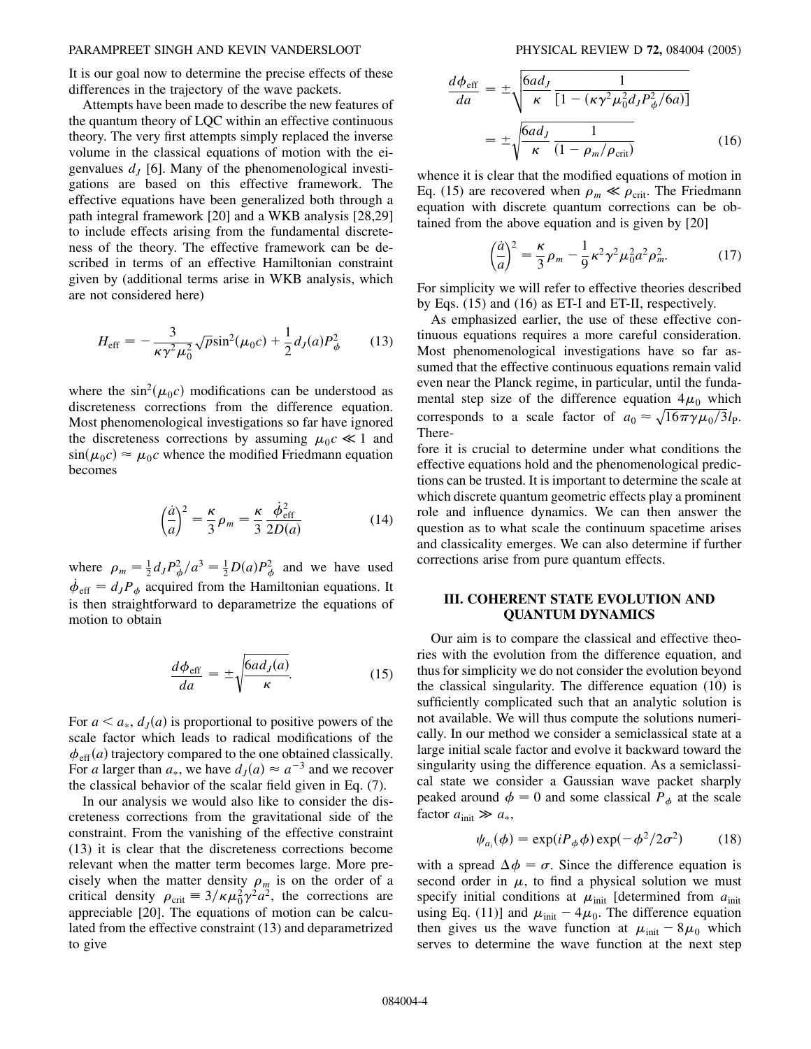It is our goal now to determine the precise effects of these differences in the trajectory of the wave packets.

Attempts have been made to describe the new features of the quantum theory of LQC within an effective continuous theory. The very first attempts simply replaced the inverse volume in the classical equations of motion with the eigenvalues $d_J$ [6]. Many of the phenomenological investigations are based on this effective framework. The effective equations have been generalized both through a path integral framework [20] and a WKB analysis [28,29] to include effects arising from the fundamental discreteness of the theory. The effective framework can be described in terms of an effective Hamiltonian constraint given by (additional terms arise in WKB analysis, which are not considered here)

$$H_{\rm eff} = -\frac{3}{\kappa\gamma^2\mu_0^2}\sqrt{p}\sin^2(\mu_0 c) + \frac{1}{2}d_J(a)P_\phi^2 \qquad (13)$$

where the $\sin^2(\mu_0 c)$ modifications can be understood as discreteness corrections from the difference equation. Most phenomenological investigations so far have ignored the discreteness corrections by assuming $\mu_0 c \ll 1$ and $\sin(\mu_0 c) \approx \mu_0 c$ whence the modified Friedmann equation becomes

$$\left(\frac{\dot{a}}{a}\right)^2 = \frac{\kappa}{3}\rho_m = \frac{\kappa}{3}\frac{\dot{\phi}_{\rm eff}^2}{2D(a)} \qquad (14)$$

where $\rho_m = \frac{1}{2}d_J P_\phi^2/a^3 = \frac{1}{2}D(a)P_\phi^2$ and we have used $\dot{\phi}_{\rm eff} = d_J P_\phi$ acquired from the Hamiltonian equations. It is then straightforward to deparametrize the equations of motion to obtain

$$\frac{d\phi_{\rm eff}}{da} = \pm\sqrt{\frac{6ad_J(a)}{\kappa}}. \qquad (15)$$

For $a < a_*$, $d_J(a)$ is proportional to positive powers of the scale factor which leads to radical modifications of the $\phi_{\rm eff}(a)$ trajectory compared to the one obtained classically. For $a$ larger than $a_*$, we have $d_J(a) \approx a^{-3}$ and we recover the classical behavior of the scalar field given in Eq. (7).

In our analysis we would also like to consider the discreteness corrections from the gravitational side of the constraint. From the vanishing of the effective constraint (13) it is clear that the discreteness corrections become relevant when the matter term becomes large. More precisely when the matter density $\rho_m$ is on the order of a critical density $\rho_{\rm crit} \equiv 3/\kappa\mu_0^2\gamma^2 a^2$, the corrections are appreciable [20]. The equations of motion can be calculated from the effective constraint (13) and deparametrized to give

$$\frac{d\phi_{\rm eff}}{da} = \pm\sqrt{\frac{6ad_J}{\kappa}\frac{1}{[1-(\kappa\gamma^2\mu_0^2 d_J P_\phi^2/6a)]}} = \pm\sqrt{\frac{6ad_J}{\kappa}\frac{1}{(1-\rho_m/\rho_{\rm crit})}} \qquad (16)$$

whence it is clear that the modified equations of motion in Eq. (15) are recovered when $\rho_m \ll \rho_{\rm crit}$. The Friedmann equation with discrete quantum corrections can be obtained from the above equation and is given by [20]

$$\left(\frac{\dot{a}}{a}\right)^2 = \frac{\kappa}{3}\rho_m - \frac{1}{9}\kappa^2\gamma^2\mu_0^2 a^2\rho_m^2. \qquad (17)$$

For simplicity we will refer to effective theories described by Eqs. (15) and (16) as ET-I and ET-II, respectively.

As emphasized earlier, the use of these effective continuous equations requires a more careful consideration. Most phenomenological investigations have so far assumed that the effective continuous equations remain valid even near the Planck regime, in particular, until the fundamental step size of the difference equation $4\mu_0$ which corresponds to a scale factor of $a_0 \approx \sqrt{16\pi\gamma\mu_0/3}\,l_{\rm P}$. Therefore it is crucial to determine under what conditions the effective equations hold and the phenomenological predictions can be trusted. It is important to determine the scale at which discrete quantum geometric effects play a prominent role and influence dynamics. We can then answer the question as to what scale the continuum spacetime arises and classicality emerges. We can also determine if further corrections arise from pure quantum effects.

## III. COHERENT STATE EVOLUTION AND QUANTUM DYNAMICS

Our aim is to compare the classical and effective theories with the evolution from the difference equation, and thus for simplicity we do not consider the evolution beyond the classical singularity. The difference equation (10) is sufficiently complicated such that an analytic solution is not available. We will thus compute the solutions numerically. In our method we consider a semiclassical state at a large initial scale factor and evolve it backward toward the singularity using the difference equation. As a semiclassical state we consider a Gaussian wave packet sharply peaked around $\phi = 0$ and some classical $P_\phi$ at the scale factor $a_{\rm init} \gg a_*$,

$$\psi_{a_i}(\phi) = \exp(iP_\phi\phi)\exp(-\phi^2/2\sigma^2) \qquad (18)$$

with a spread $\Delta\phi = \sigma$. Since the difference equation is second order in $\mu$, to find a physical solution we must specify initial conditions at $\mu_{\rm init}$ [determined from $a_{\rm init}$ using Eq. (11)] and $\mu_{\rm init} - 4\mu_0$. The difference equation then gives us the wave function at $\mu_{\rm init} - 8\mu_0$ which serves to determine the wave function at the next step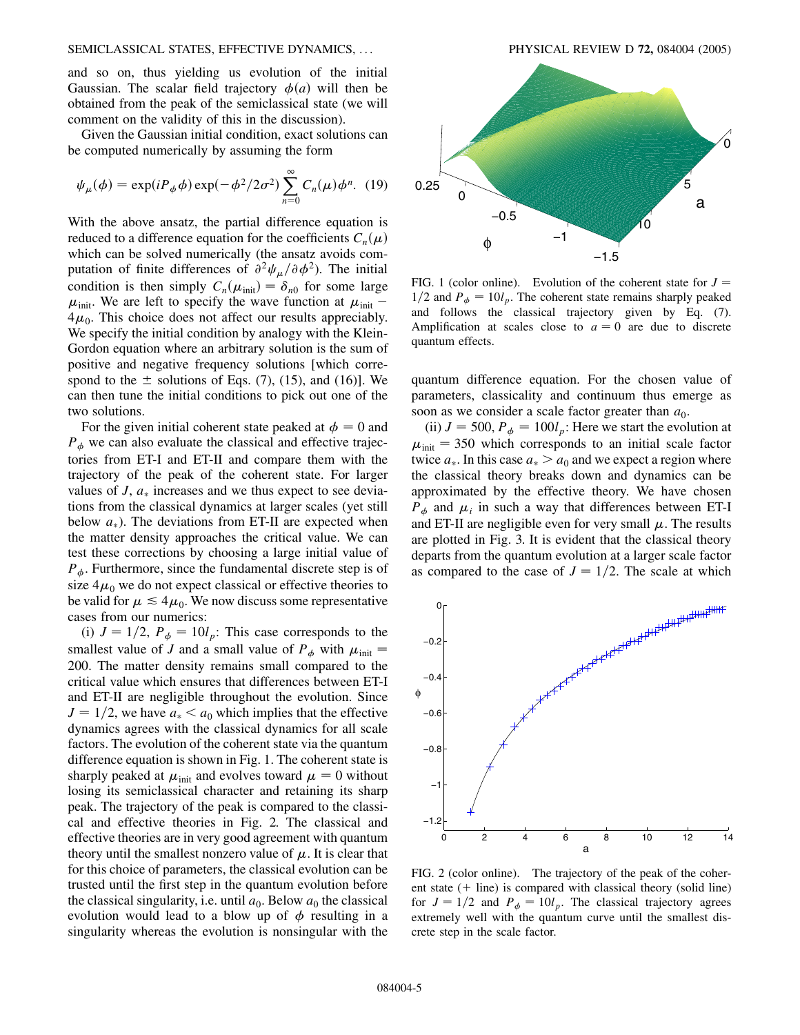and so on, thus yielding us evolution of the initial Gaussian. The scalar field trajectory $\phi(a)$ will then be obtained from the peak of the semiclassical state (we will comment on the validity of this in the discussion).

Given the Gaussian initial condition, exact solutions can be computed numerically by assuming the form

$$\psi_\mu(\phi) = \exp(iP_\phi \phi)\exp(-\phi^2/2\sigma^2)\sum_{n=0}^{\infty} C_n(\mu)\phi^n. \quad (19)$$

With the above ansatz, the partial difference equation is reduced to a difference equation for the coefficients $C_n(\mu)$ which can be solved numerically (the ansatz avoids computation of finite differences of $\partial^2\psi_\mu/\partial\phi^2$). The initial condition is then simply $C_n(\mu_{\rm init}) = \delta_{n0}$ for some large $\mu_{\rm init}$. We are left to specify the wave function at $\mu_{\rm init} - 4\mu_0$. This choice does not affect our results appreciably. We specify the initial condition by analogy with the Klein-Gordon equation where an arbitrary solution is the sum of positive and negative frequency solutions [which correspond to the $\pm$ solutions of Eqs. (7), (15), and (16)]. We can then tune the initial conditions to pick out one of the two solutions.

For the given initial coherent state peaked at $\phi = 0$ and $P_\phi$ we can also evaluate the classical and effective trajectories from ET-I and ET-II and compare them with the trajectory of the peak of the coherent state. For larger values of $J$, $a_*$ increases and we thus expect to see deviations from the classical dynamics at larger scales (yet still below $a_*$). The deviations from ET-II are expected when the matter density approaches the critical value. We can test these corrections by choosing a large initial value of $P_\phi$. Furthermore, since the fundamental discrete step is of size $4\mu_0$ we do not expect classical or effective theories to be valid for $\mu \lesssim 4\mu_0$. We now discuss some representative cases from our numerics:

(i) $J = 1/2$, $P_\phi = 10 l_p$: This case corresponds to the smallest value of $J$ and a small value of $P_\phi$ with $\mu_{\rm init} = 200$. The matter density remains small compared to the critical value which ensures that differences between ET-I and ET-II are negligible throughout the evolution. Since $J = 1/2$, we have $a_* < a_0$ which implies that the effective dynamics agrees with the classical dynamics for all scale factors. The evolution of the coherent state via the quantum difference equation is shown in Fig. 1. The coherent state is sharply peaked at $\mu_{\rm init}$ and evolves toward $\mu = 0$ without losing its semiclassical character and retaining its sharp peak. The trajectory of the peak is compared to the classical and effective theories in Fig. 2. The classical and effective theories are in very good agreement with quantum theory until the smallest nonzero value of $\mu$. It is clear that for this choice of parameters, the classical evolution can be trusted until the first step in the quantum evolution before the classical singularity, i.e. until $a_0$. Below $a_0$ the classical evolution would lead to a blow up of $\phi$ resulting in a singularity whereas the evolution is nonsingular with the quantum difference equation. For the chosen value of parameters, classicality and continuum thus emerge as soon as we consider a scale factor greater than $a_0$.

FIG. 1 (color online). Evolution of the coherent state for $J = 1/2$ and $P_\phi = 10 l_p$. The coherent state remains sharply peaked and follows the classical trajectory given by Eq. (7). Amplification at scales close to $a = 0$ are due to discrete quantum effects.

(ii) $J = 500$, $P_\phi = 100 l_p$: Here we start the evolution at $\mu_{\rm init} = 350$ which corresponds to an initial scale factor twice $a_*$. In this case $a_* > a_0$ and we expect a region where the classical theory breaks down and dynamics can be approximated by the effective theory. We have chosen $P_\phi$ and $\mu_i$ in such a way that differences between ET-I and ET-II are negligible even for very small $\mu$. The results are plotted in Fig. 3. It is evident that the classical theory departs from the quantum evolution at a larger scale factor as compared to the case of $J = 1/2$. The scale at which

FIG. 2 (color online). The trajectory of the peak of the coherent state (+ line) is compared with classical theory (solid line) for $J = 1/2$ and $P_\phi = 10 l_p$. The classical trajectory agrees extremely well with the quantum curve until the smallest discrete step in the scale factor.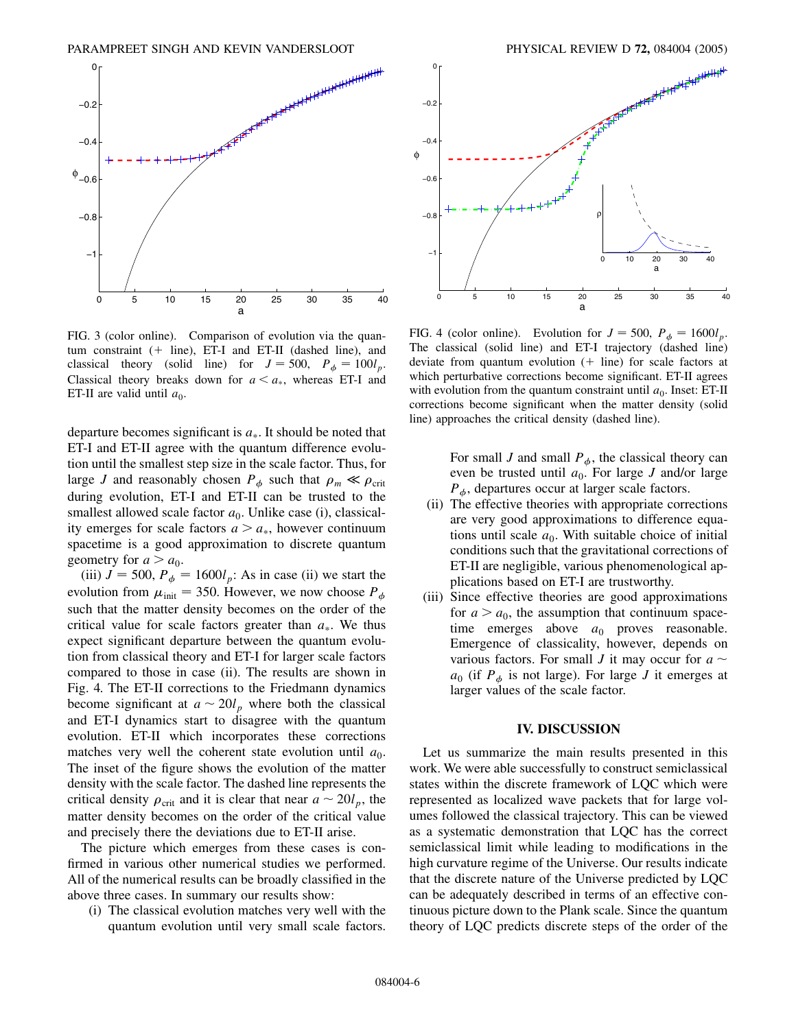FIG. 3 (color online). Comparison of evolution via the quantum constraint (+ line), ET-I and ET-II (dashed line), and classical theory (solid line) for $J = 500$, $P_\phi = 100 l_p$. Classical theory breaks down for $a < a_*$, whereas ET-I and ET-II are valid until $a_0$.

FIG. 4 (color online). Evolution for $J = 500$, $P_\phi = 1600 l_p$. The classical (solid line) and ET-I trajectory (dashed line) deviate from quantum evolution (+ line) for scale factors at which perturbative corrections become significant. ET-II agrees with evolution from the quantum constraint until $a_0$. Inset: ET-II corrections become significant when the matter density (solid line) approaches the critical density (dashed line).

departure becomes significant is $a_*$. It should be noted that ET-I and ET-II agree with the quantum difference evolution until the smallest step size in the scale factor. Thus, for large $J$ and reasonably chosen $P_\phi$ such that $\rho_m \ll \rho_{\rm crit}$ during evolution, ET-I and ET-II can be trusted to the smallest allowed scale factor $a_0$. Unlike case (i), classicality emerges for scale factors $a > a_*$, however continuum spacetime is a good approximation to discrete quantum geometry for $a > a_0$.

(iii) $J = 500$, $P_\phi = 1600 l_p$: As in case (ii) we start the evolution from $\mu_{\rm init} = 350$. However, we now choose $P_\phi$ such that the matter density becomes on the order of the critical value for scale factors greater than $a_*$. We thus expect significant departure between the quantum evolution from classical theory and ET-I for larger scale factors compared to those in case (ii). The results are shown in Fig. 4. The ET-II corrections to the Friedmann dynamics become significant at $a \sim 20 l_p$ where both the classical and ET-I dynamics start to disagree with the quantum evolution. ET-II which incorporates these corrections matches very well the coherent state evolution until $a_0$. The inset of the figure shows the evolution of the matter density with the scale factor. The dashed line represents the critical density $\rho_{\rm crit}$ and it is clear that near $a \sim 20 l_p$, the matter density becomes on the order of the critical value and precisely there the deviations due to ET-II arise.

The picture which emerges from these cases is confirmed in various other numerical studies we performed. All of the numerical results can be broadly classified in the above three cases. In summary our results show:

(i) The classical evolution matches very well with the quantum evolution until very small scale factors. For small $J$ and small $P_\phi$, the classical theory can even be trusted until $a_0$. For large $J$ and/or large $P_\phi$, departures occur at larger scale factors.

(ii) The effective theories with appropriate corrections are very good approximations to difference equations until scale $a_0$. With suitable choice of initial conditions such that the gravitational corrections of ET-II are negligible, various phenomenological applications based on ET-I are trustworthy.

(iii) Since effective theories are good approximations for $a > a_0$, the assumption that continuum spacetime emerges above $a_0$ proves reasonable. Emergence of classicality, however, depends on various factors. For small $J$ it may occur for $a \sim a_0$ (if $P_\phi$ is not large). For large $J$ it emerges at larger values of the scale factor.

## IV. DISCUSSION

Let us summarize the main results presented in this work. We were able successfully to construct semiclassical states within the discrete framework of LQC which were represented as localized wave packets that for large volumes followed the classical trajectory. This can be viewed as a systematic demonstration that LQC has the correct semiclassical limit while leading to modifications in the high curvature regime of the Universe. Our results indicate that the discrete nature of the Universe predicted by LQC can be adequately described in terms of an effective continuous picture down to the Plank scale. Since the quantum theory of LQC predicts discrete steps of the order of the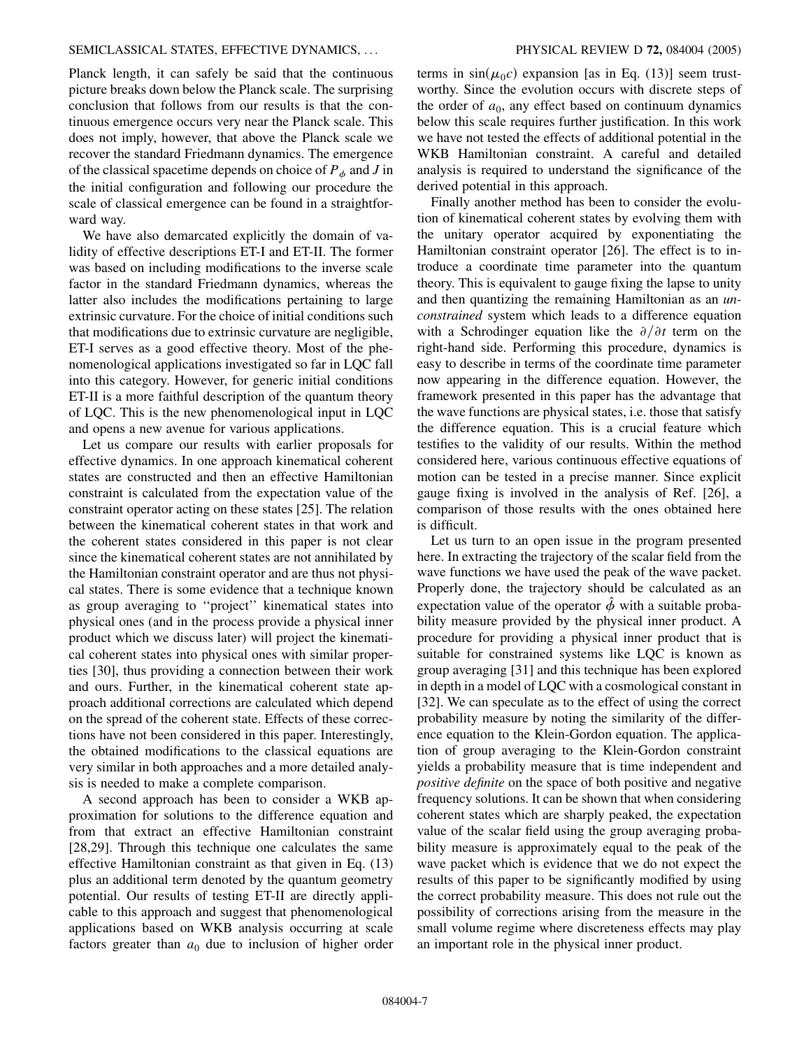Planck length, it can safely be said that the continuous picture breaks down below the Planck scale. The surprising conclusion that follows from our results is that the continuous emergence occurs very near the Planck scale. This does not imply, however, that above the Planck scale we recover the standard Friedmann dynamics. The emergence of the classical spacetime depends on choice of $P_\phi$ and $J$ in the initial configuration and following our procedure the scale of classical emergence can be found in a straightforward way.

We have also demarcated explicitly the domain of validity of effective descriptions ET-I and ET-II. The former was based on including modifications to the inverse scale factor in the standard Friedmann dynamics, whereas the latter also includes the modifications pertaining to large extrinsic curvature. For the choice of initial conditions such that modifications due to extrinsic curvature are negligible, ET-I serves as a good effective theory. Most of the phenomenological applications investigated so far in LQC fall into this category. However, for generic initial conditions ET-II is a more faithful description of the quantum theory of LQC. This is the new phenomenological input in LQC and opens a new avenue for various applications.

Let us compare our results with earlier proposals for effective dynamics. In one approach kinematical coherent states are constructed and then an effective Hamiltonian constraint is calculated from the expectation value of the constraint operator acting on these states [25]. The relation between the kinematical coherent states in that work and the coherent states considered in this paper is not clear since the kinematical coherent states are not annihilated by the Hamiltonian constraint operator and are thus not physical states. There is some evidence that a technique known as group averaging to "project" kinematical states into physical ones (and in the process provide a physical inner product which we discuss later) will project the kinematical coherent states into physical ones with similar properties [30], thus providing a connection between their work and ours. Further, in the kinematical coherent state approach additional corrections are calculated which depend on the spread of the coherent state. Effects of these corrections have not been considered in this paper. Interestingly, the obtained modifications to the classical equations are very similar in both approaches and a more detailed analysis is needed to make a complete comparison.

A second approach has been to consider a WKB approximation for solutions to the difference equation and from that extract an effective Hamiltonian constraint [28,29]. Through this technique one calculates the same effective Hamiltonian constraint as that given in Eq. (13) plus an additional term denoted by the quantum geometry potential. Our results of testing ET-II are directly applicable to this approach and suggest that phenomenological applications based on WKB analysis occurring at scale factors greater than $a_0$ due to inclusion of higher order terms in $\sin(\mu_0 c)$ expansion [as in Eq. (13)] seem trustworthy. Since the evolution occurs with discrete steps of the order of $a_0$, any effect based on continuum dynamics below this scale requires further justification. In this work we have not tested the effects of additional potential in the WKB Hamiltonian constraint. A careful and detailed analysis is required to understand the significance of the derived potential in this approach.

Finally another method has been to consider the evolution of kinematical coherent states by evolving them with the unitary operator acquired by exponentiating the Hamiltonian constraint operator [26]. The effect is to introduce a coordinate time parameter into the quantum theory. This is equivalent to gauge fixing the lapse to unity and then quantizing the remaining Hamiltonian as an *unconstrained* system which leads to a difference equation with a Schrodinger equation like the $\partial/\partial t$ term on the right-hand side. Performing this procedure, dynamics is easy to describe in terms of the coordinate time parameter now appearing in the difference equation. However, the framework presented in this paper has the advantage that the wave functions are physical states, i.e. those that satisfy the difference equation. This is a crucial feature which testifies to the validity of our results. Within the method considered here, various continuous effective equations of motion can be tested in a precise manner. Since explicit gauge fixing is involved in the analysis of Ref. [26], a comparison of those results with the ones obtained here is difficult.

Let us turn to an open issue in the program presented here. In extracting the trajectory of the scalar field from the wave functions we have used the peak of the wave packet. Properly done, the trajectory should be calculated as an expectation value of the operator $\hat{\phi}$ with a suitable probability measure provided by the physical inner product. A procedure for providing a physical inner product that is suitable for constrained systems like LQC is known as group averaging [31] and this technique has been explored in depth in a model of LQC with a cosmological constant in [32]. We can speculate as to the effect of using the correct probability measure by noting the similarity of the difference equation to the Klein-Gordon equation. The application of group averaging to the Klein-Gordon constraint yields a probability measure that is time independent and *positive definite* on the space of both positive and negative frequency solutions. It can be shown that when considering coherent states which are sharply peaked, the expectation value of the scalar field using the group averaging probability measure is approximately equal to the peak of the wave packet which is evidence that we do not expect the results of this paper to be significantly modified by using the correct probability measure. This does not rule out the possibility of corrections arising from the measure in the small volume regime where discreteness effects may play an important role in the physical inner product.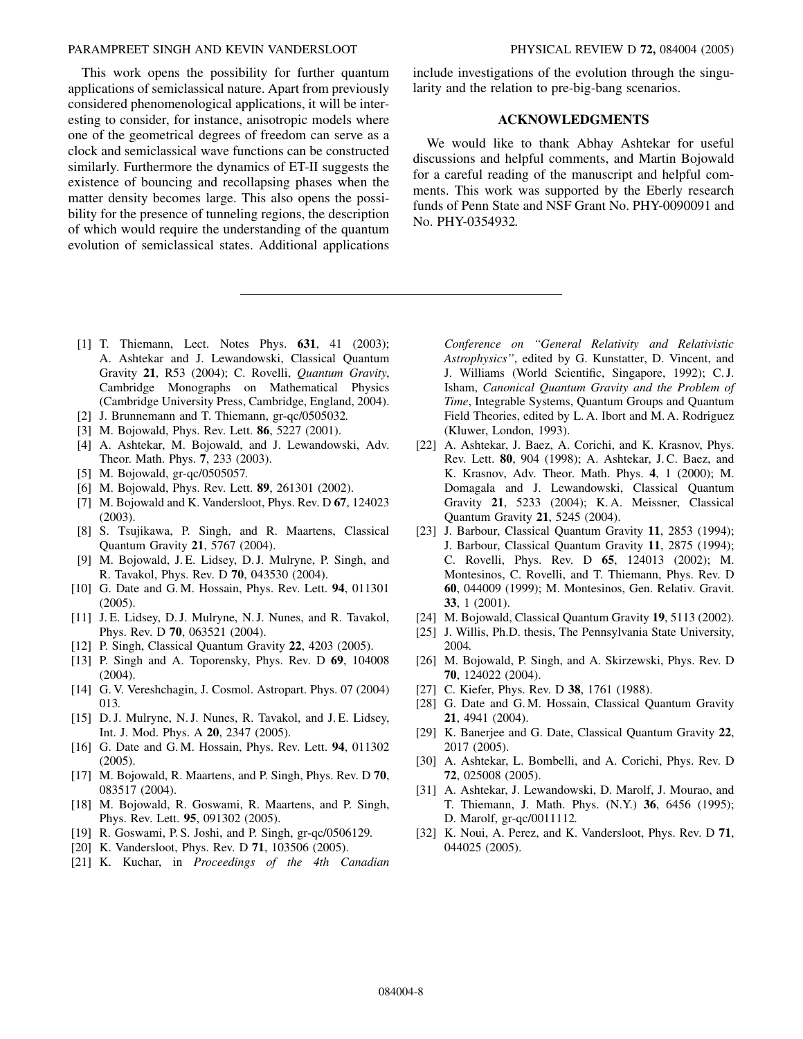This work opens the possibility for further quantum applications of semiclassical nature. Apart from previously considered phenomenological applications, it will be interesting to consider, for instance, anisotropic models where one of the geometrical degrees of freedom can serve as a clock and semiclassical wave functions can be constructed similarly. Furthermore the dynamics of ET-II suggests the existence of bouncing and recollapsing phases when the matter density becomes large. This also opens the possibility for the presence of tunneling regions, the description of which would require the understanding of the quantum evolution of semiclassical states. Additional applications include investigations of the evolution through the singularity and the relation to pre-big-bang scenarios.

## ACKNOWLEDGMENTS

We would like to thank Abhay Ashtekar for useful discussions and helpful comments, and Martin Bojowald for a careful reading of the manuscript and helpful comments. This work was supported by the Eberly research funds of Penn State and NSF Grant No. PHY-0090091 and No. PHY-0354932.

---

[1] T. Thiemann, Lect. Notes Phys. **631**, 41 (2003); A. Ashtekar and J. Lewandowski, Classical Quantum Gravity **21**, R53 (2004); C. Rovelli, *Quantum Gravity*, Cambridge Monographs on Mathematical Physics (Cambridge University Press, Cambridge, England, 2004).

[2] J. Brunnemann and T. Thiemann, gr-qc/0505032.

[3] M. Bojowald, Phys. Rev. Lett. **86**, 5227 (2001).

[4] A. Ashtekar, M. Bojowald, and J. Lewandowski, Adv. Theor. Math. Phys. **7**, 233 (2003).

[5] M. Bojowald, gr-qc/0505057.

[6] M. Bojowald, Phys. Rev. Lett. **89**, 261301 (2002).

[7] M. Bojowald and K. Vandersloot, Phys. Rev. D **67**, 124023 (2003).

[8] S. Tsujikawa, P. Singh, and R. Maartens, Classical Quantum Gravity **21**, 5767 (2004).

[9] M. Bojowald, J. E. Lidsey, D. J. Mulryne, P. Singh, and R. Tavakol, Phys. Rev. D **70**, 043530 (2004).

[10] G. Date and G. M. Hossain, Phys. Rev. Lett. **94**, 011301 (2005).

[11] J. E. Lidsey, D. J. Mulryne, N. J. Nunes, and R. Tavakol, Phys. Rev. D **70**, 063521 (2004).

[12] P. Singh, Classical Quantum Gravity **22**, 4203 (2005).

[13] P. Singh and A. Toporensky, Phys. Rev. D **69**, 104008 (2004).

[14] G. V. Vereshchagin, J. Cosmol. Astropart. Phys. 07 (2004) 013.

[15] D. J. Mulryne, N. J. Nunes, R. Tavakol, and J. E. Lidsey, Int. J. Mod. Phys. A **20**, 2347 (2005).

[16] G. Date and G. M. Hossain, Phys. Rev. Lett. **94**, 011302 (2005).

[17] M. Bojowald, R. Maartens, and P. Singh, Phys. Rev. D **70**, 083517 (2004).

[18] M. Bojowald, R. Goswami, R. Maartens, and P. Singh, Phys. Rev. Lett. **95**, 091302 (2005).

[19] R. Goswami, P. S. Joshi, and P. Singh, gr-qc/0506129.

[20] K. Vandersloot, Phys. Rev. D **71**, 103506 (2005).

[21] K. Kuchar, in *Proceedings of the 4th Canadian Conference on "General Relativity and Relativistic Astrophysics"*, edited by G. Kunstatter, D. Vincent, and J. Williams (World Scientific, Singapore, 1992); C. J. Isham, *Canonical Quantum Gravity and the Problem of Time*, Integrable Systems, Quantum Groups and Quantum Field Theories, edited by L. A. Ibort and M. A. Rodriguez (Kluwer, London, 1993).

[22] A. Ashtekar, J. Baez, A. Corichi, and K. Krasnov, Phys. Rev. Lett. **80**, 904 (1998); A. Ashtekar, J. C. Baez, and K. Krasnov, Adv. Theor. Math. Phys. **4**, 1 (2000); M. Domagala and J. Lewandowski, Classical Quantum Gravity **21**, 5233 (2004); K. A. Meissner, Classical Quantum Gravity **21**, 5245 (2004).

[23] J. Barbour, Classical Quantum Gravity **11**, 2853 (1994); J. Barbour, Classical Quantum Gravity **11**, 2875 (1994); C. Rovelli, Phys. Rev. D **65**, 124013 (2002); M. Montesinos, C. Rovelli, and T. Thiemann, Phys. Rev. D **60**, 044009 (1999); M. Montesinos, Gen. Relativ. Gravit. **33**, 1 (2001).

[24] M. Bojowald, Classical Quantum Gravity **19**, 5113 (2002).

[25] J. Willis, Ph.D. thesis, The Pennsylvania State University, 2004.

[26] M. Bojowald, P. Singh, and A. Skirzewski, Phys. Rev. D **70**, 124022 (2004).

[27] C. Kiefer, Phys. Rev. D **38**, 1761 (1988).

[28] G. Date and G. M. Hossain, Classical Quantum Gravity **21**, 4941 (2004).

[29] K. Banerjee and G. Date, Classical Quantum Gravity **22**, 2017 (2005).

[30] A. Ashtekar, L. Bombelli, and A. Corichi, Phys. Rev. D **72**, 025008 (2005).

[31] A. Ashtekar, J. Lewandowski, D. Marolf, J. Mourao, and T. Thiemann, J. Math. Phys. (N.Y.) **36**, 6456 (1995); D. Marolf, gr-qc/0011112.

[32] K. Noui, A. Perez, and K. Vandersloot, Phys. Rev. D **71**, 044025 (2005).